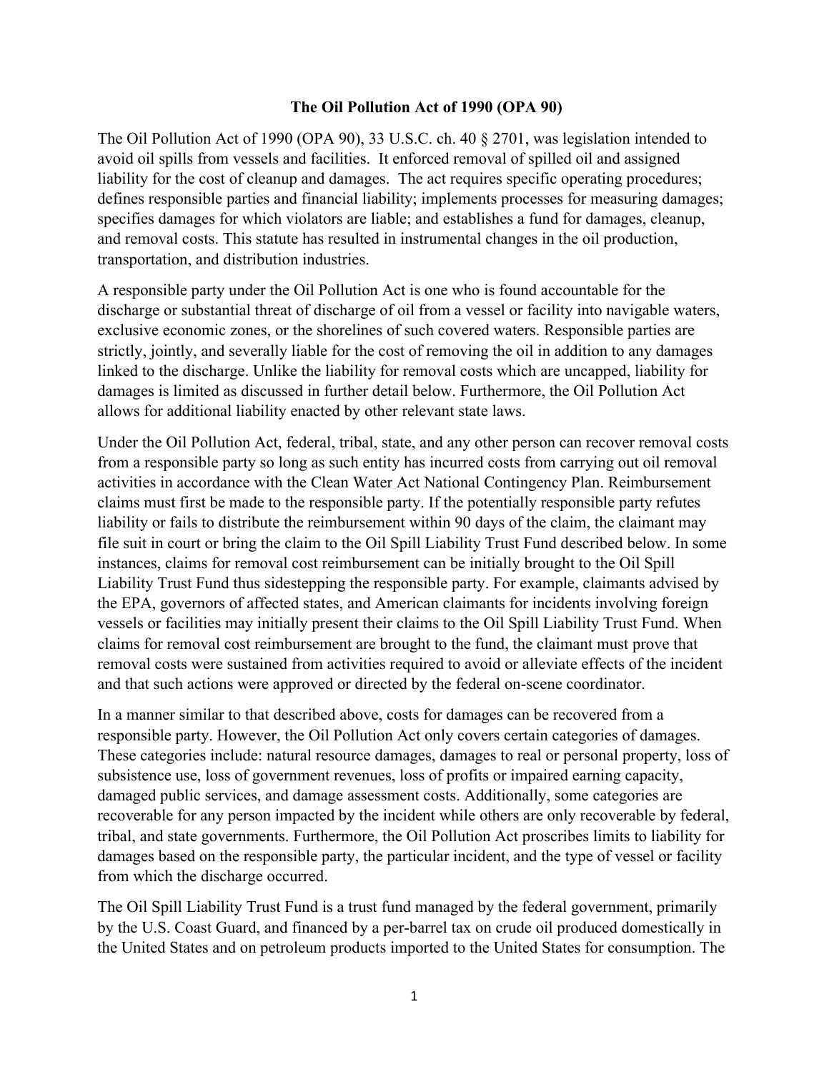# The Oil Pollution Act of 1990 (OPA 90)

The Oil Pollution Act of 1990 (OPA 90), 33 U.S.C. ch. 40 § 2701, was legislation intended to avoid oil spills from vessels and facilities. It enforced removal of spilled oil and assigned liability for the cost of cleanup and damages. The act requires specific operating procedures; defines responsible parties and financial liability; implements processes for measuring damages; specifies damages for which violators are liable; and establishes a fund for damages, cleanup, and removal costs. This statute has resulted in instrumental changes in the oil production, transportation, and distribution industries.

A responsible party under the Oil Pollution Act is one who is found accountable for the discharge or substantial threat of discharge of oil from a vessel or facility into navigable waters, exclusive economic zones, or the shorelines of such covered waters. Responsible parties are strictly, jointly, and severally liable for the cost of removing the oil in addition to any damages linked to the discharge. Unlike the liability for removal costs which are uncapped, liability for damages is limited as discussed in further detail below. Furthermore, the Oil Pollution Act allows for additional liability enacted by other relevant state laws.

Under the Oil Pollution Act, federal, tribal, state, and any other person can recover removal costs from a responsible party so long as such entity has incurred costs from carrying out oil removal activities in accordance with the Clean Water Act National Contingency Plan. Reimbursement claims must first be made to the responsible party. If the potentially responsible party refutes liability or fails to distribute the reimbursement within 90 days of the claim, the claimant may file suit in court or bring the claim to the Oil Spill Liability Trust Fund described below. In some instances, claims for removal cost reimbursement can be initially brought to the Oil Spill Liability Trust Fund thus sidestepping the responsible party. For example, claimants advised by the EPA, governors of affected states, and American claimants for incidents involving foreign vessels or facilities may initially present their claims to the Oil Spill Liability Trust Fund. When claims for removal cost reimbursement are brought to the fund, the claimant must prove that removal costs were sustained from activities required to avoid or alleviate effects of the incident and that such actions were approved or directed by the federal on-scene coordinator.

In a manner similar to that described above, costs for damages can be recovered from a responsible party. However, the Oil Pollution Act only covers certain categories of damages. These categories include: natural resource damages, damages to real or personal property, loss of subsistence use, loss of government revenues, loss of profits or impaired earning capacity, damaged public services, and damage assessment costs. Additionally, some categories are recoverable for any person impacted by the incident while others are only recoverable by federal, tribal, and state governments. Furthermore, the Oil Pollution Act proscribes limits to liability for damages based on the responsible party, the particular incident, and the type of vessel or facility from which the discharge occurred.

The Oil Spill Liability Trust Fund is a trust fund managed by the federal government, primarily by the U.S. Coast Guard, and financed by a per-barrel tax on crude oil produced domestically in the United States and on petroleum products imported to the United States for consumption. The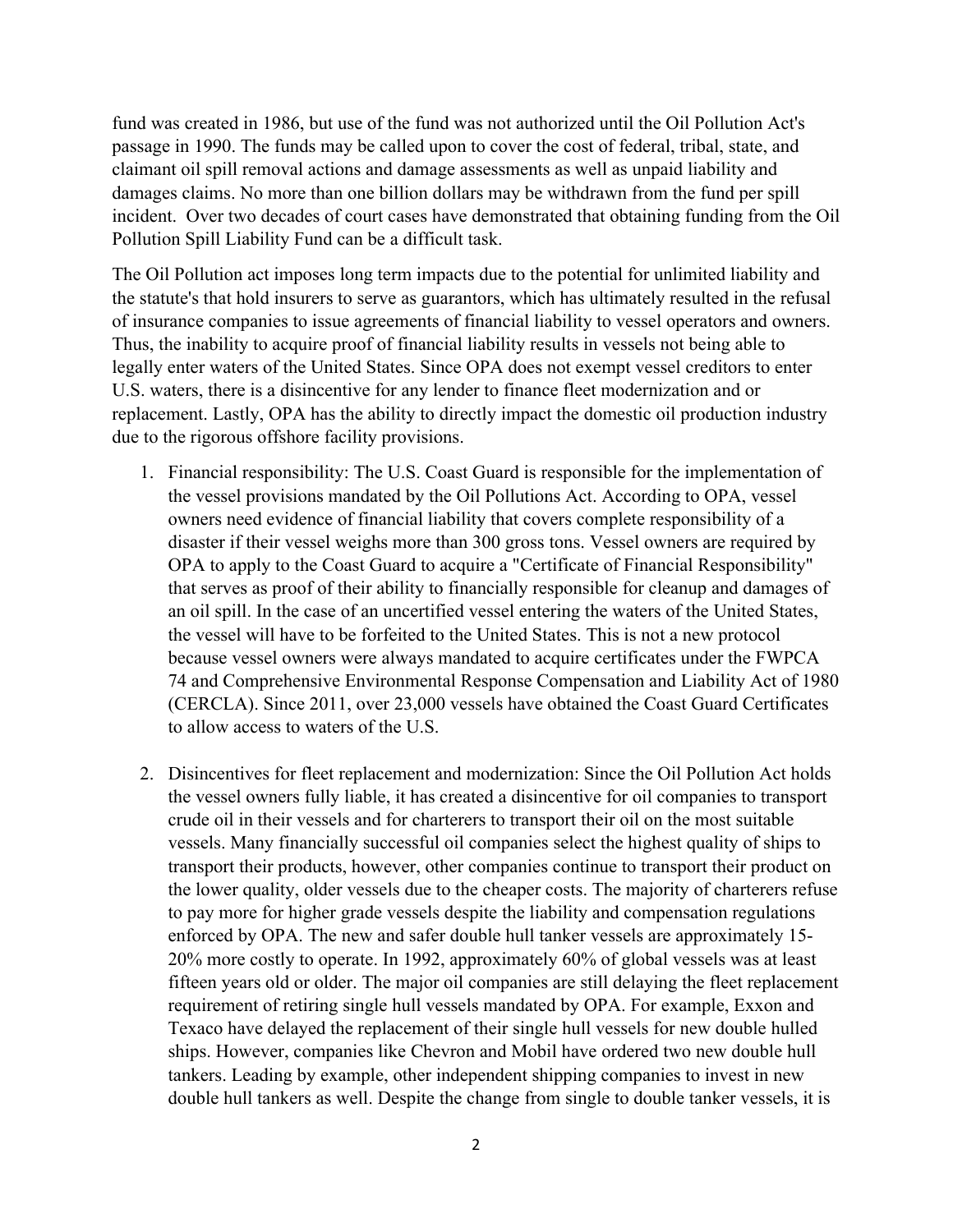fund was created in 1986, but use of the fund was not authorized until the Oil Pollution Act's passage in 1990. The funds may be called upon to cover the cost of federal, tribal, state, and claimant oil spill removal actions and damage assessments as well as unpaid liability and damages claims. No more than one billion dollars may be withdrawn from the fund per spill incident. Over two decades of court cases have demonstrated that obtaining funding from the Oil Pollution Spill Liability Fund can be a difficult task.

The Oil Pollution act imposes long term impacts due to the potential for unlimited liability and the statute's that hold insurers to serve as guarantors, which has ultimately resulted in the refusal of insurance companies to issue agreements of financial liability to vessel operators and owners. Thus, the inability to acquire proof of financial liability results in vessels not being able to legally enter waters of the United States. Since OPA does not exempt vessel creditors to enter U.S. waters, there is a disincentive for any lender to finance fleet modernization and or replacement. Lastly, OPA has the ability to directly impact the domestic oil production industry due to the rigorous offshore facility provisions.

1. Financial responsibility: The U.S. Coast Guard is responsible for the implementation of the vessel provisions mandated by the Oil Pollutions Act. According to OPA, vessel owners need evidence of financial liability that covers complete responsibility of a disaster if their vessel weighs more than 300 gross tons. Vessel owners are required by OPA to apply to the Coast Guard to acquire a "Certificate of Financial Responsibility" that serves as proof of their ability to financially responsible for cleanup and damages of an oil spill. In the case of an uncertified vessel entering the waters of the United States, the vessel will have to be forfeited to the United States. This is not a new protocol because vessel owners were always mandated to acquire certificates under the FWPCA 74 and Comprehensive Environmental Response Compensation and Liability Act of 1980 (CERCLA). Since 2011, over 23,000 vessels have obtained the Coast Guard Certificates to allow access to waters of the U.S.

2. Disincentives for fleet replacement and modernization: Since the Oil Pollution Act holds the vessel owners fully liable, it has created a disincentive for oil companies to transport crude oil in their vessels and for charterers to transport their oil on the most suitable vessels. Many financially successful oil companies select the highest quality of ships to transport their products, however, other companies continue to transport their product on the lower quality, older vessels due to the cheaper costs. The majority of charterers refuse to pay more for higher grade vessels despite the liability and compensation regulations enforced by OPA. The new and safer double hull tanker vessels are approximately 15-20% more costly to operate. In 1992, approximately 60% of global vessels was at least fifteen years old or older. The major oil companies are still delaying the fleet replacement requirement of retiring single hull vessels mandated by OPA. For example, Exxon and Texaco have delayed the replacement of their single hull vessels for new double hulled ships. However, companies like Chevron and Mobil have ordered two new double hull tankers. Leading by example, other independent shipping companies to invest in new double hull tankers as well. Despite the change from single to double tanker vessels, it is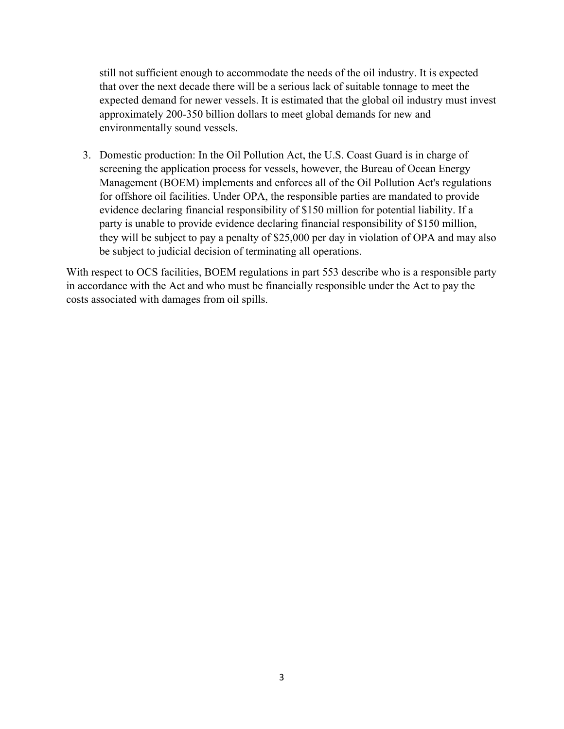still not sufficient enough to accommodate the needs of the oil industry. It is expected that over the next decade there will be a serious lack of suitable tonnage to meet the expected demand for newer vessels. It is estimated that the global oil industry must invest approximately 200-350 billion dollars to meet global demands for new and environmentally sound vessels.

3. Domestic production: In the Oil Pollution Act, the U.S. Coast Guard is in charge of screening the application process for vessels, however, the Bureau of Ocean Energy Management (BOEM) implements and enforces all of the Oil Pollution Act's regulations for offshore oil facilities. Under OPA, the responsible parties are mandated to provide evidence declaring financial responsibility of $150 million for potential liability. If a party is unable to provide evidence declaring financial responsibility of $150 million, they will be subject to pay a penalty of $25,000 per day in violation of OPA and may also be subject to judicial decision of terminating all operations.

With respect to OCS facilities, BOEM regulations in part 553 describe who is a responsible party in accordance with the Act and who must be financially responsible under the Act to pay the costs associated with damages from oil spills.